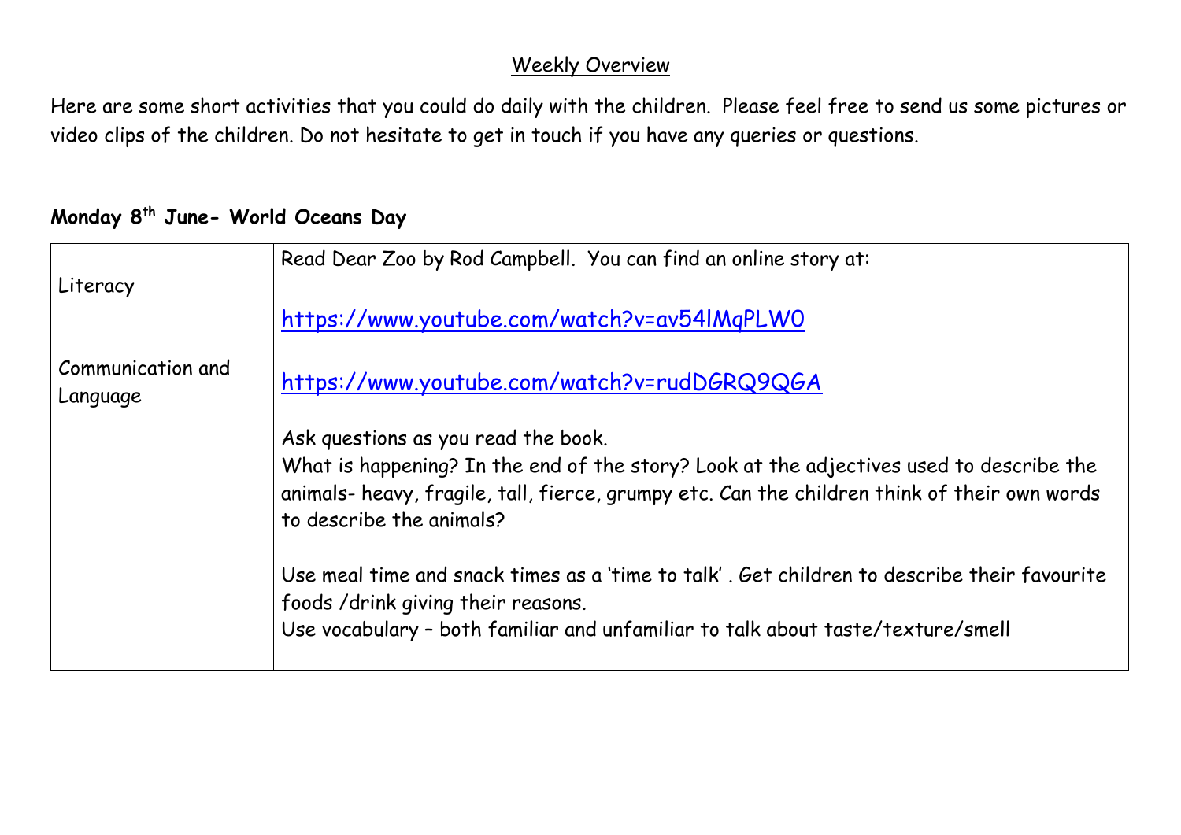## Weekly Overview

Here are some short activities that you could do daily with the children. Please feel free to send us some pictures or video clips of the children. Do not hesitate to get in touch if you have any queries or questions.

### Monday 8th June- World Oceans Day

| | |
|---|---|
| Literacy<br><br>Communication and Language | Read Dear Zoo by Rod Campbell. You can find an online story at:<br><br>https://www.youtube.com/watch?v=av54lMqPLW0<br><br>https://www.youtube.com/watch?v=rudDGRQ9QGA<br><br>Ask questions as you read the book.<br>What is happening? In the end of the story? Look at the adjectives used to describe the animals- heavy, fragile, tall, fierce, grumpy etc. Can the children think of their own words to describe the animals?<br><br>Use meal time and snack times as a 'time to talk' . Get children to describe their favourite foods /drink giving their reasons.<br>Use vocabulary – both familiar and unfamiliar to talk about taste/texture/smell |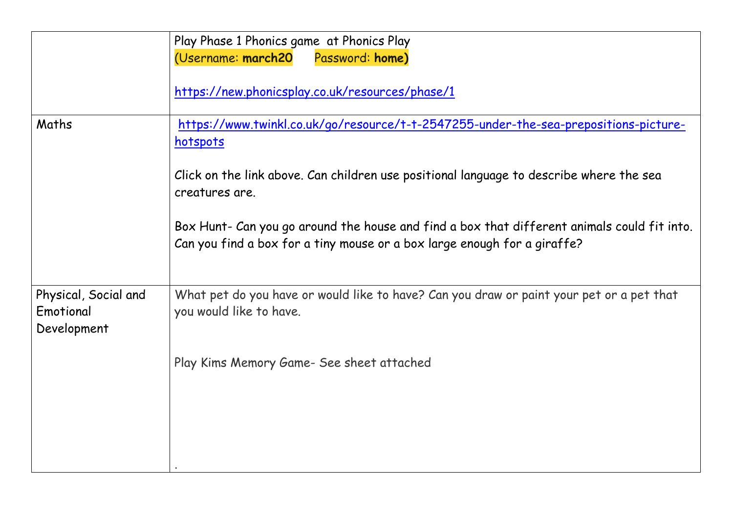| | |
|---|---|
| | Play Phase 1 Phonics game at Phonics Play<br>(Username: **march20** Password: **home)**<br><br>https://new.phonicsplay.co.uk/resources/phase/1 |
| Maths | https://www.twinkl.co.uk/go/resource/t-t-2547255-under-the-sea-prepositions-picture-hotspots<br><br>Click on the link above. Can children use positional language to describe where the sea creatures are.<br><br>Box Hunt- Can you go around the house and find a box that different animals could fit into. Can you find a box for a tiny mouse or a box large enough for a giraffe? |
| Physical, Social and Emotional Development | What pet do you have or would like to have? Can you draw or paint your pet or a pet that you would like to have.<br><br>Play Kims Memory Game- See sheet attached<br><br>. |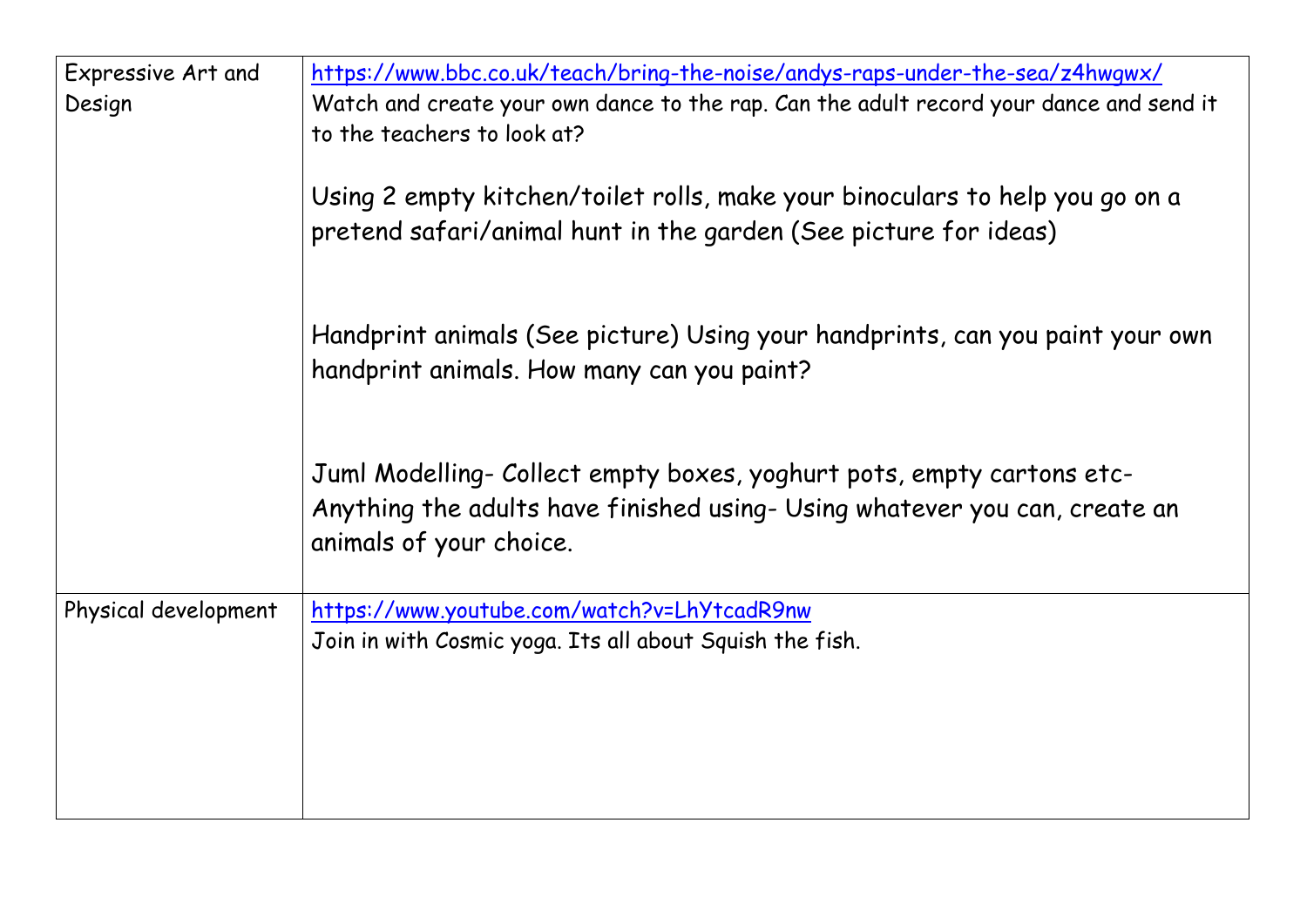| Expressive Art and Design | https://www.bbc.co.uk/teach/bring-the-noise/andys-raps-under-the-sea/z4hwgwx/<br>Watch and create your own dance to the rap. Can the adult record your dance and send it to the teachers to look at?<br><br>Using 2 empty kitchen/toilet rolls, make your binoculars to help you go on a pretend safari/animal hunt in the garden (See picture for ideas)<br><br>Handprint animals (See picture) Using your handprints, can you paint your own handprint animals. How many can you paint?<br><br>Juml Modelling- Collect empty boxes, yoghurt pots, empty cartons etc- Anything the adults have finished using- Using whatever you can, create an animals of your choice. |
|---|---|
| Physical development | https://www.youtube.com/watch?v=LhYtcadR9nw<br>Join in with Cosmic yoga. Its all about Squish the fish. |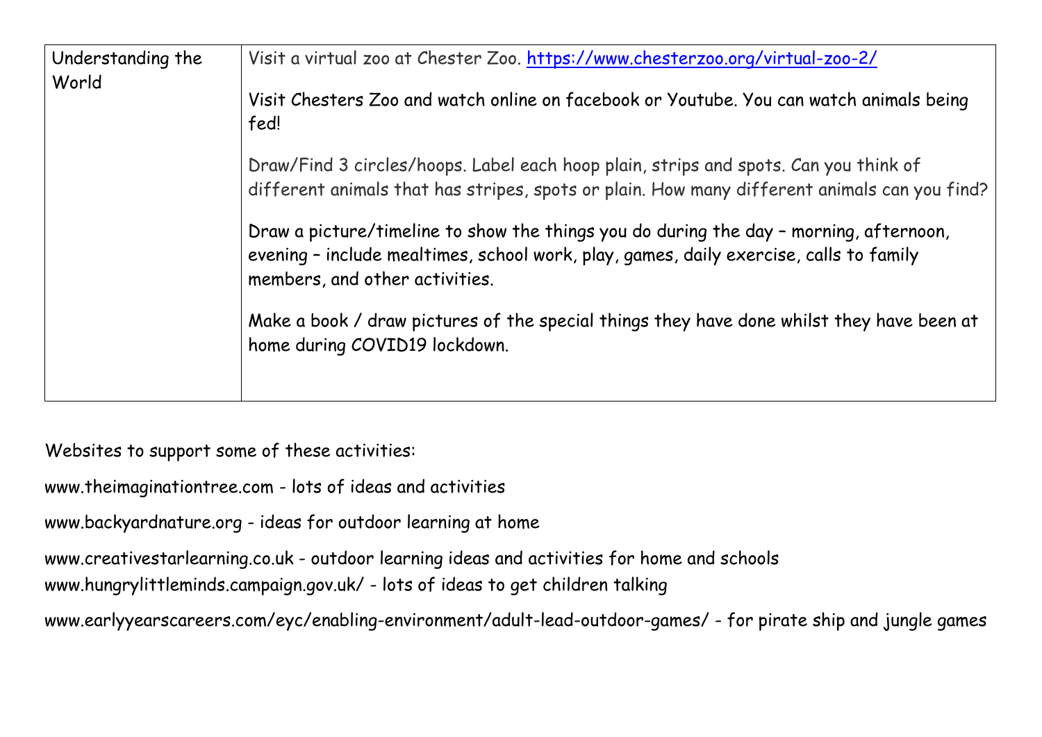| | |
|---|---|
| Understanding the World | Visit a virtual zoo at Chester Zoo. https://www.chesterzoo.org/virtual-zoo-2/<br><br>Visit Chesters Zoo and watch online on facebook or Youtube. You can watch animals being fed!<br><br>Draw/Find 3 circles/hoops. Label each hoop plain, strips and spots. Can you think of different animals that has stripes, spots or plain. How many different animals can you find?<br><br>Draw a picture/timeline to show the things you do during the day – morning, afternoon, evening – include mealtimes, school work, play, games, daily exercise, calls to family members, and other activities.<br><br>Make a book / draw pictures of the special things they have done whilst they have been at home during COVID19 lockdown. |

Websites to support some of these activities:

www.theimaginationtree.com - lots of ideas and activities

www.backyardnature.org - ideas for outdoor learning at home

www.creativestarlearning.co.uk - outdoor learning ideas and activities for home and schools

www.hungrylittleminds.campaign.gov.uk/ - lots of ideas to get children talking

www.earlyyearscareers.com/eyc/enabling-environment/adult-lead-outdoor-games/ - for pirate ship and jungle games